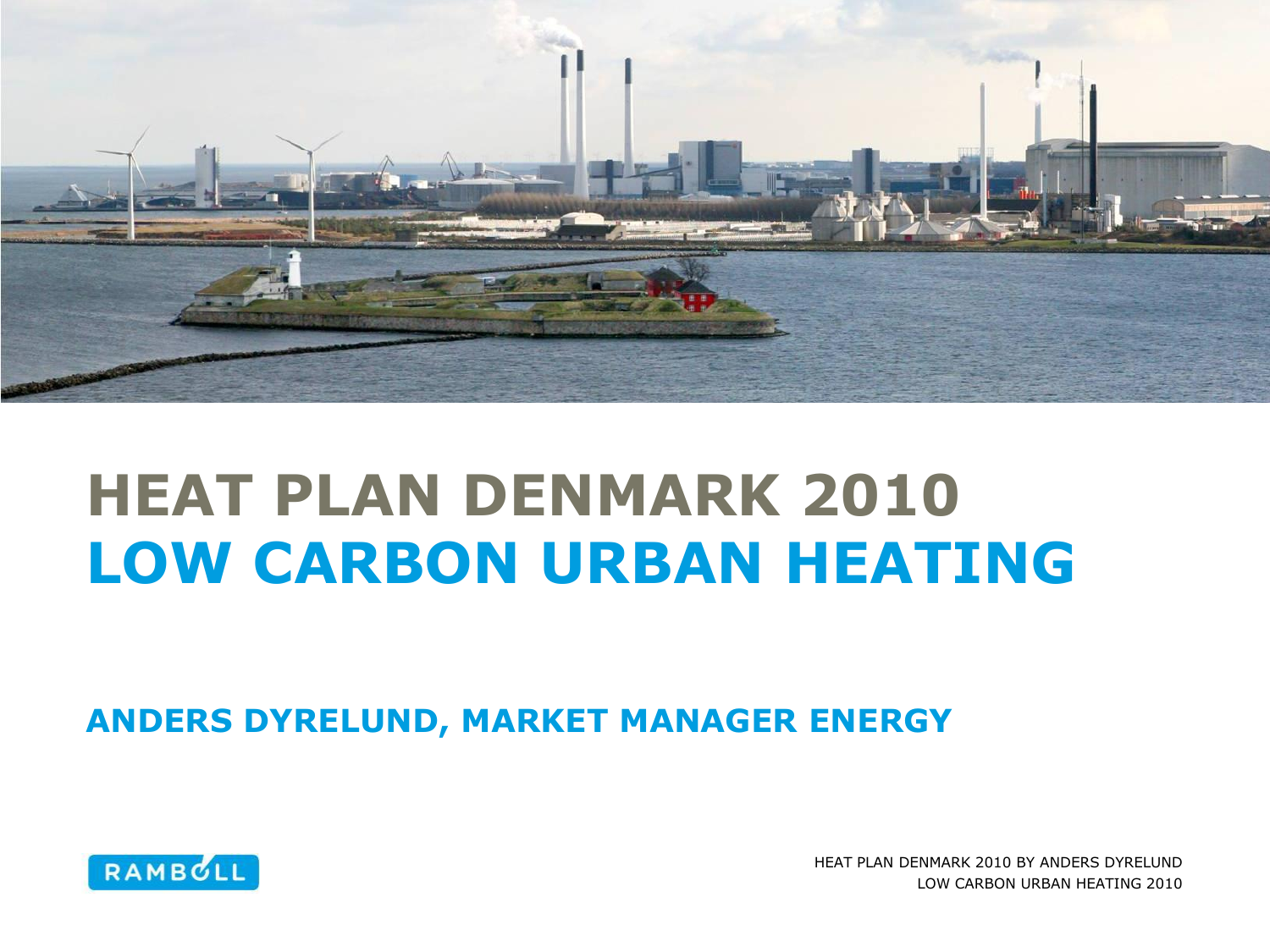# HEAT PLAN DENMARK 2010

# LOW CARBON URBAN HEATING

**ANDERS DYRELUND, MARKET MANAGER ENERGY**

RAMBØLL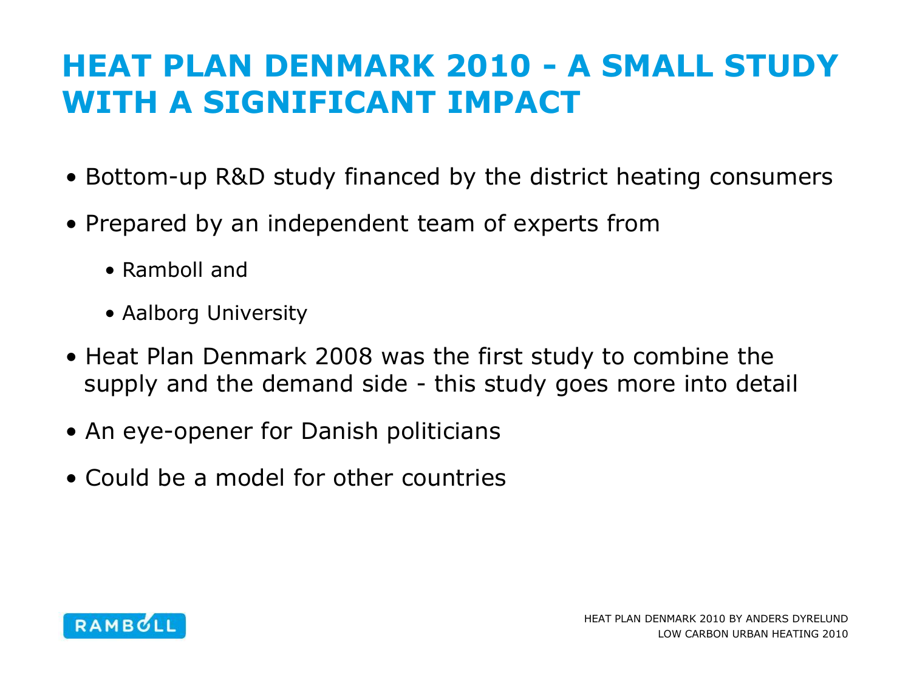# HEAT PLAN DENMARK 2010 - A SMALL STUDY WITH A SIGNIFICANT IMPACT

- Bottom-up R&D study financed by the district heating consumers
- Prepared by an independent team of experts from
  - Ramboll and
  - Aalborg University
- Heat Plan Denmark 2008 was the first study to combine the supply and the demand side - this study goes more into detail
- An eye-opener for Danish politicians
- Could be a model for other countries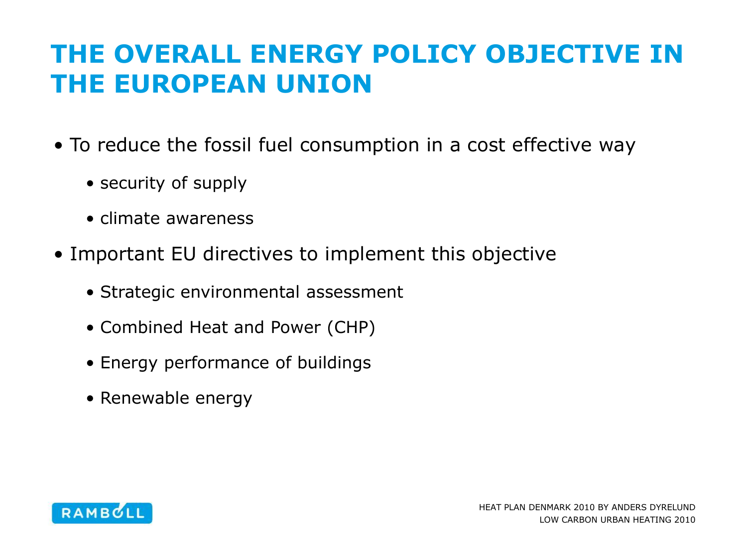# THE OVERALL ENERGY POLICY OBJECTIVE IN THE EUROPEAN UNION

- To reduce the fossil fuel consumption in a cost effective way
  - security of supply
  - climate awareness
- Important EU directives to implement this objective
  - Strategic environmental assessment
  - Combined Heat and Power (CHP)
  - Energy performance of buildings
  - Renewable energy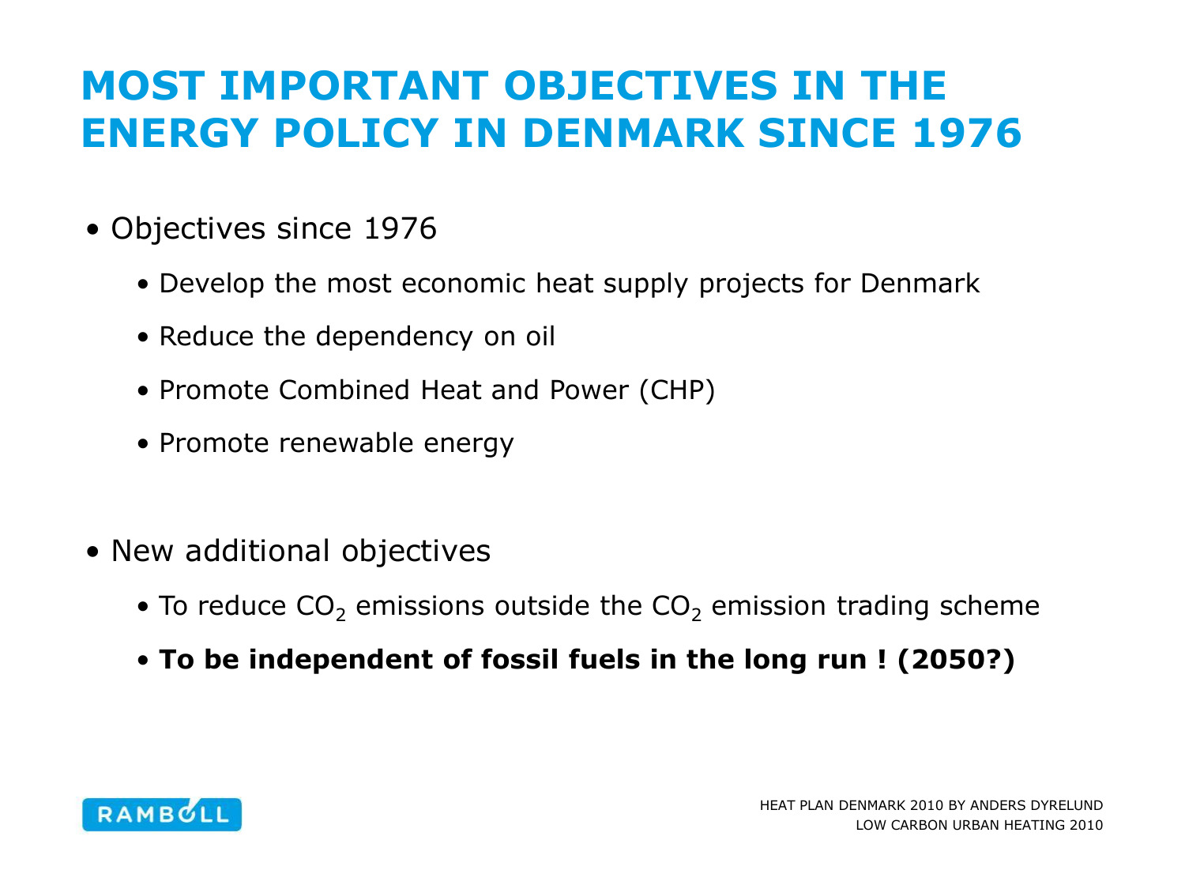# MOST IMPORTANT OBJECTIVES IN THE ENERGY POLICY IN DENMARK SINCE 1976

- Objectives since 1976
  - Develop the most economic heat supply projects for Denmark
  - Reduce the dependency on oil
  - Promote Combined Heat and Power (CHP)
  - Promote renewable energy

- New additional objectives
  - To reduce $CO_2$ emissions outside the $CO_2$ emission trading scheme
  - **To be independent of fossil fuels in the long run ! (2050?)**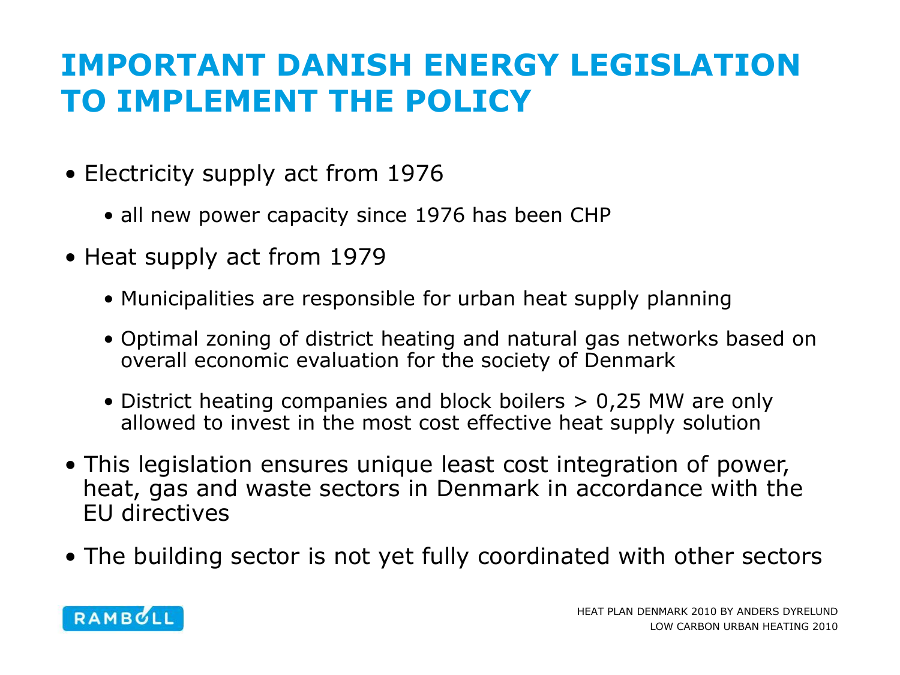# IMPORTANT DANISH ENERGY LEGISLATION TO IMPLEMENT THE POLICY

- Electricity supply act from 1976
  - all new power capacity since 1976 has been CHP
- Heat supply act from 1979
  - Municipalities are responsible for urban heat supply planning
  - Optimal zoning of district heating and natural gas networks based on overall economic evaluation for the society of Denmark
  - District heating companies and block boilers > 0,25 MW are only allowed to invest in the most cost effective heat supply solution
- This legislation ensures unique least cost integration of power, heat, gas and waste sectors in Denmark in accordance with the EU directives
- The building sector is not yet fully coordinated with other sectors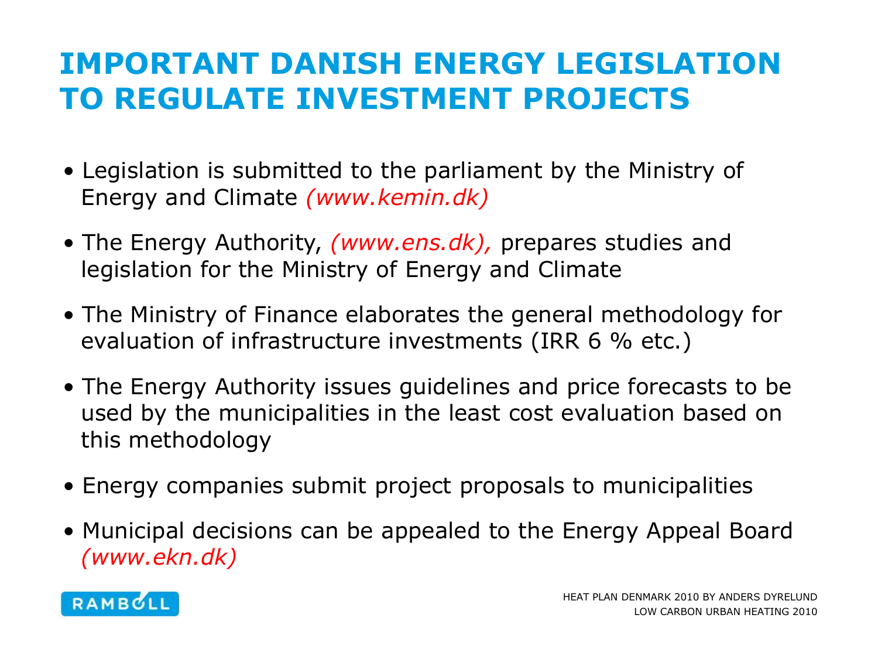# IMPORTANT DANISH ENERGY LEGISLATION TO REGULATE INVESTMENT PROJECTS

- Legislation is submitted to the parliament by the Ministry of Energy and Climate *(www.kemin.dk)*
- The Energy Authority, *(www.ens.dk),* prepares studies and legislation for the Ministry of Energy and Climate
- The Ministry of Finance elaborates the general methodology for evaluation of infrastructure investments (IRR 6 % etc.)
- The Energy Authority issues guidelines and price forecasts to be used by the municipalities in the least cost evaluation based on this methodology
- Energy companies submit project proposals to municipalities
- Municipal decisions can be appealed to the Energy Appeal Board *(www.ekn.dk)*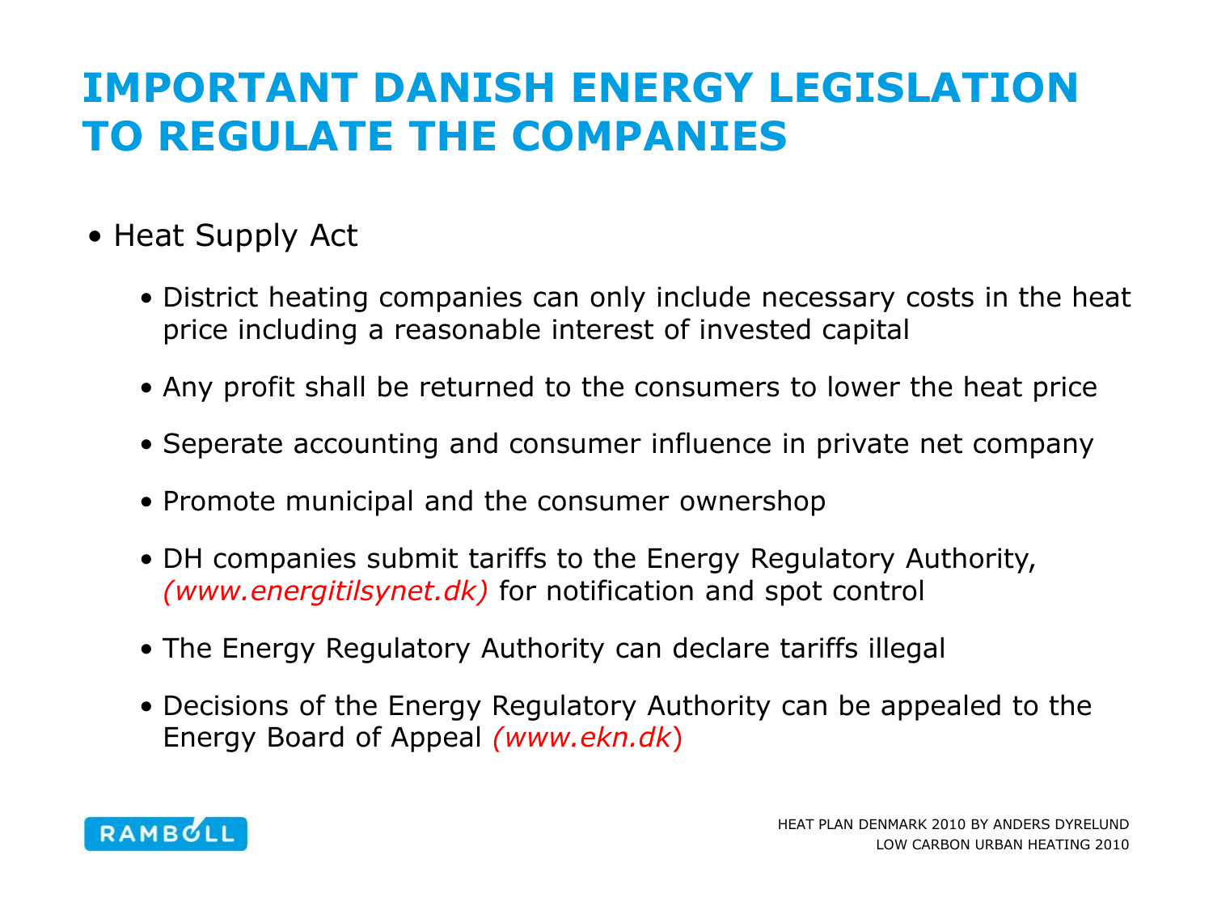# IMPORTANT DANISH ENERGY LEGISLATION TO REGULATE THE COMPANIES

- Heat Supply Act
  - District heating companies can only include necessary costs in the heat price including a reasonable interest of invested capital
  - Any profit shall be returned to the consumers to lower the heat price
  - Seperate accounting and consumer influence in private net company
  - Promote municipal and the consumer ownershop
  - DH companies submit tariffs to the Energy Regulatory Authority, *(www.energitilsynet.dk)* for notification and spot control
  - The Energy Regulatory Authority can declare tariffs illegal
  - Decisions of the Energy Regulatory Authority can be appealed to the Energy Board of Appeal *(www.ekn.dk)*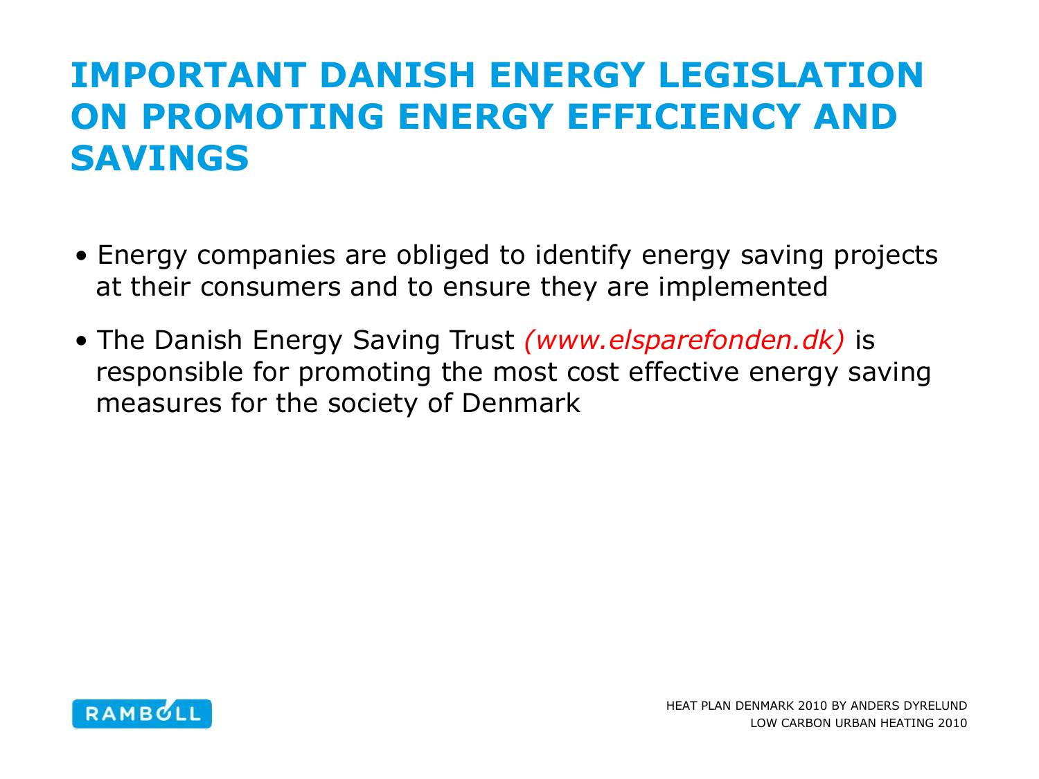# IMPORTANT DANISH ENERGY LEGISLATION ON PROMOTING ENERGY EFFICIENCY AND SAVINGS

- Energy companies are obliged to identify energy saving projects at their consumers and to ensure they are implemented
- The Danish Energy Saving Trust *(www.elsparefonden.dk)* is responsible for promoting the most cost effective energy saving measures for the society of Denmark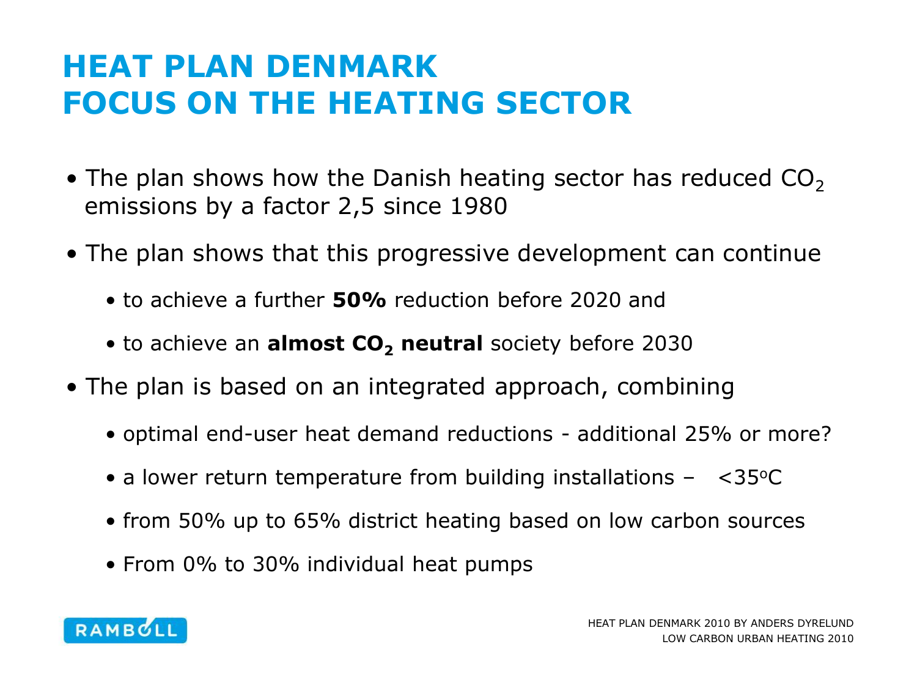# HEAT PLAN DENMARK
# FOCUS ON THE HEATING SECTOR

- The plan shows how the Danish heating sector has reduced $CO_2$ emissions by a factor 2,5 since 1980
- The plan shows that this progressive development can continue
  - to achieve a further **50%** reduction before 2020 and
  - to achieve an **almost $CO_2$ neutral** society before 2030
- The plan is based on an integrated approach, combining
  - optimal end-user heat demand reductions - additional 25% or more?
  - a lower return temperature from building installations – <35$^{o}$C
  - from 50% up to 65% district heating based on low carbon sources
  - From 0% to 30% individual heat pumps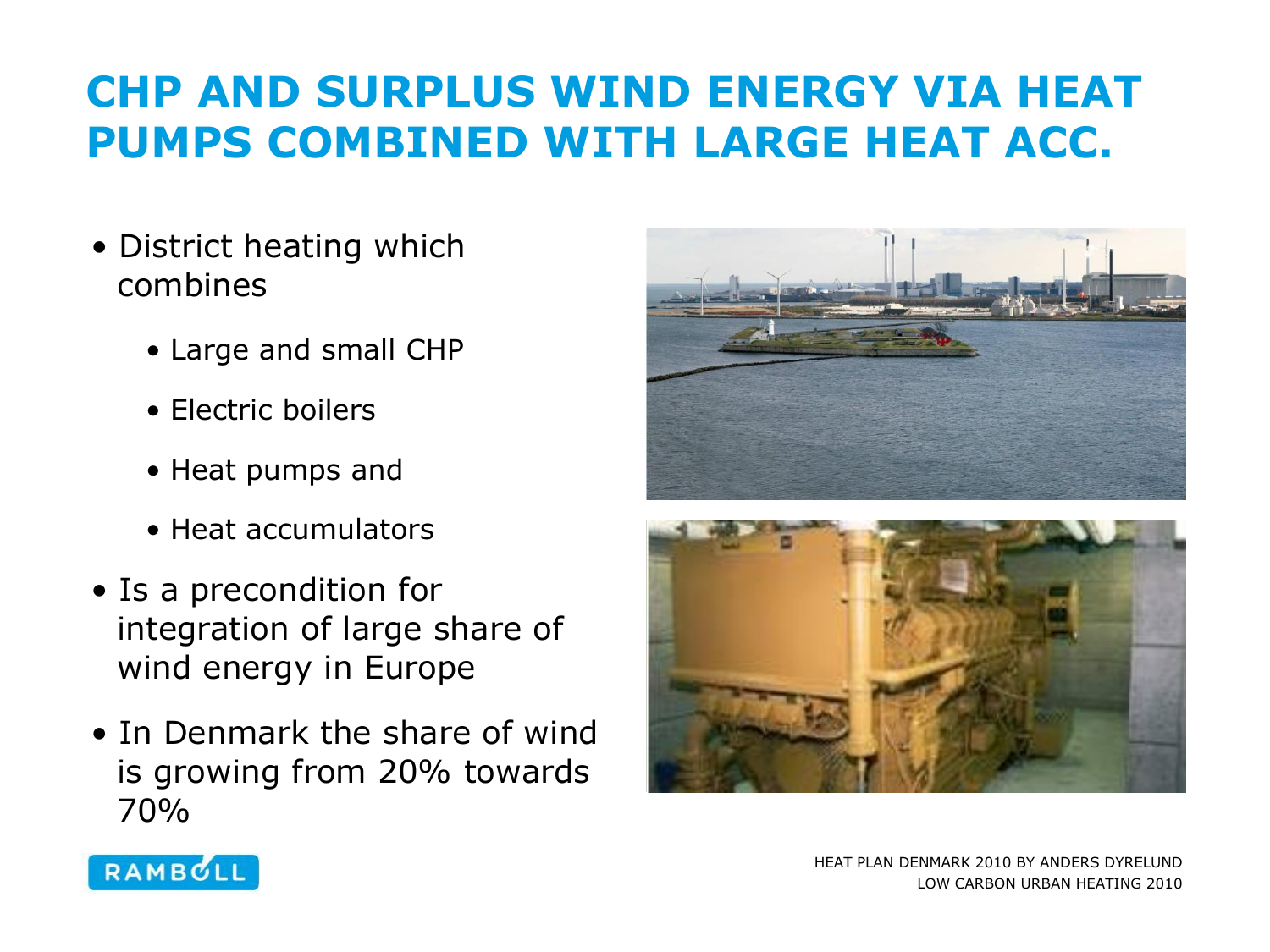# CHP AND SURPLUS WIND ENERGY VIA HEAT PUMPS COMBINED WITH LARGE HEAT ACC.

- District heating which combines
  - Large and small CHP
  - Electric boilers
  - Heat pumps and
  - Heat accumulators
- Is a precondition for integration of large share of wind energy in Europe
- In Denmark the share of wind is growing from 20% towards 70%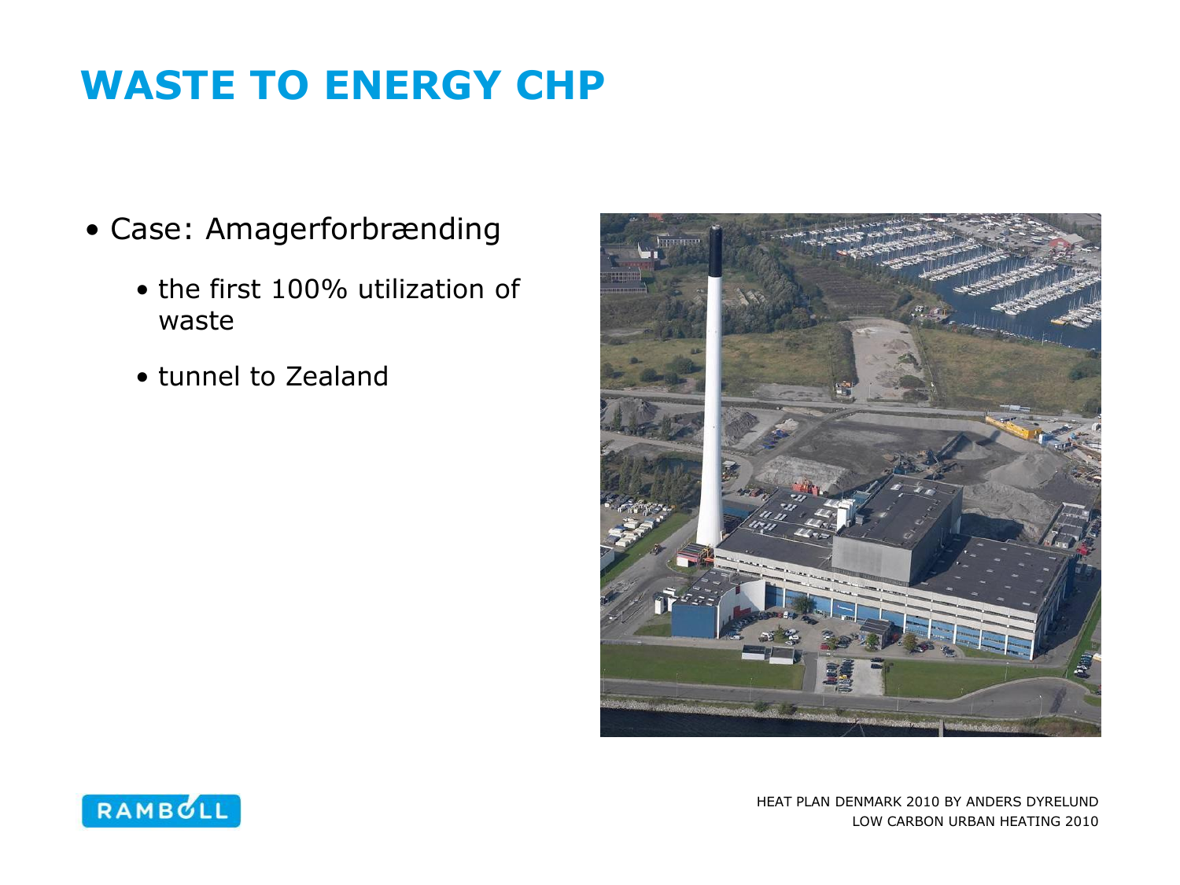# WASTE TO ENERGY CHP

- Case: Amagerforbrænding
  - the first 100% utilization of waste
  - tunnel to Zealand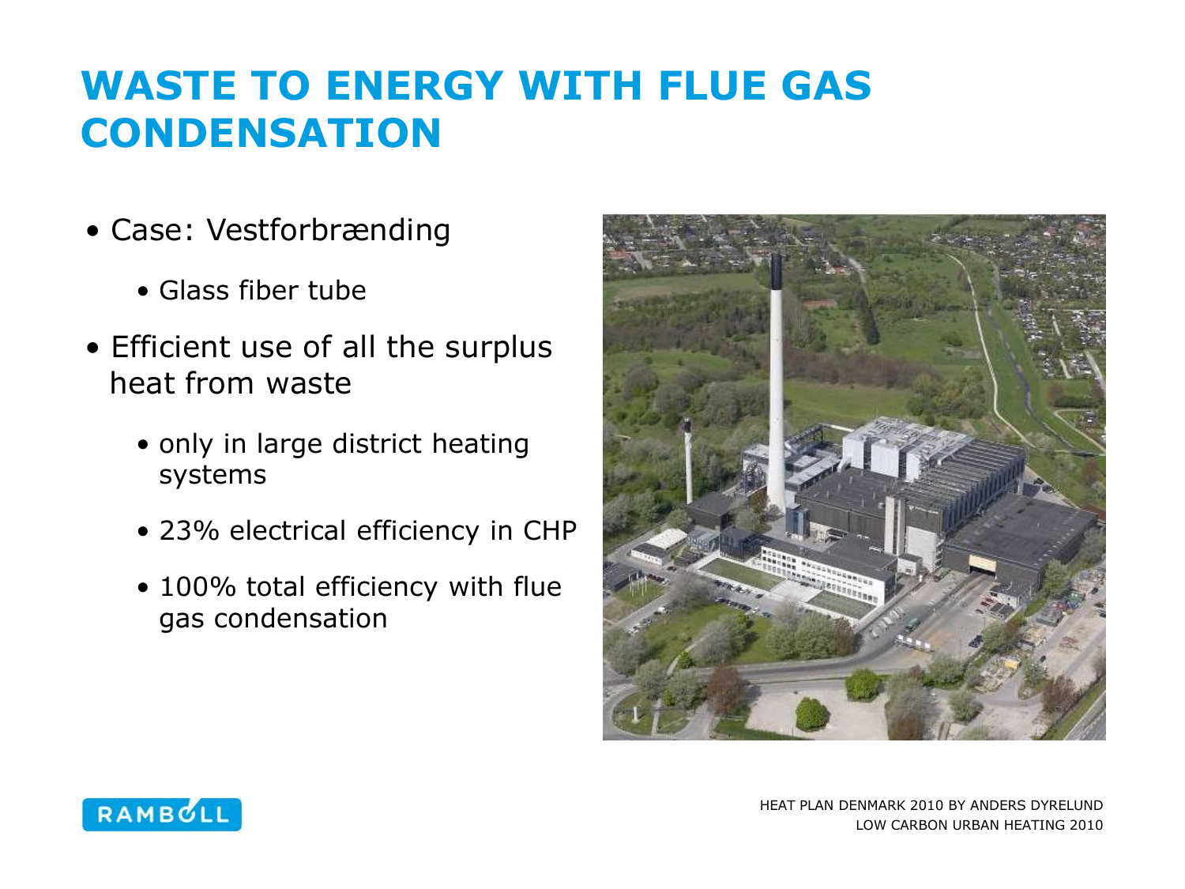# WASTE TO ENERGY WITH FLUE GAS CONDENSATION

- Case: Vestforbrænding
  - Glass fiber tube
- Efficient use of all the surplus heat from waste
  - only in large district heating systems
  - 23% electrical efficiency in CHP
  - 100% total efficiency with flue gas condensation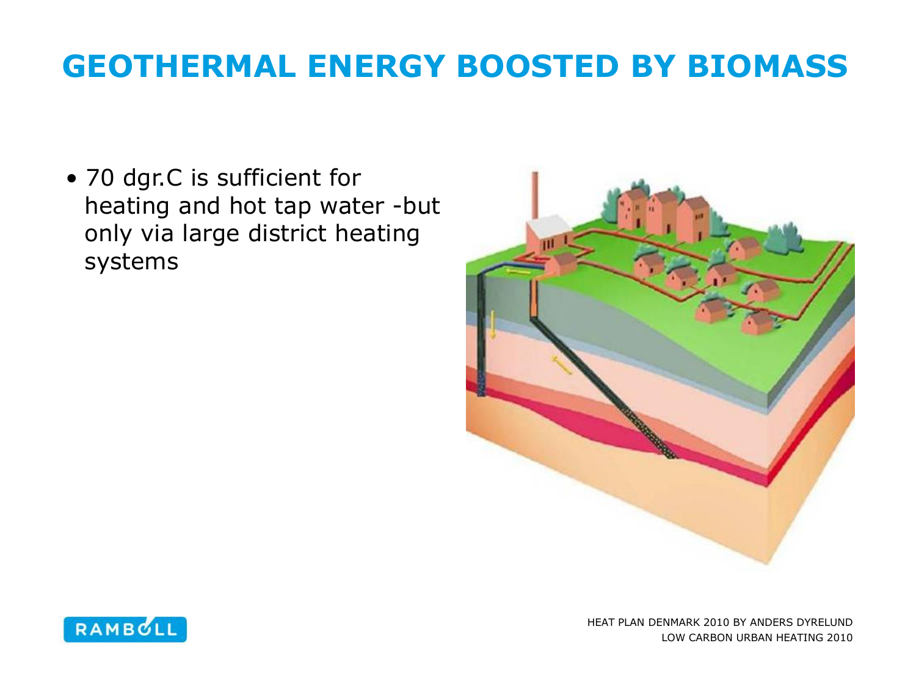# GEOTHERMAL ENERGY BOOSTED BY BIOMASS

- 70 dgr.C is sufficient for heating and hot tap water -but only via large district heating systems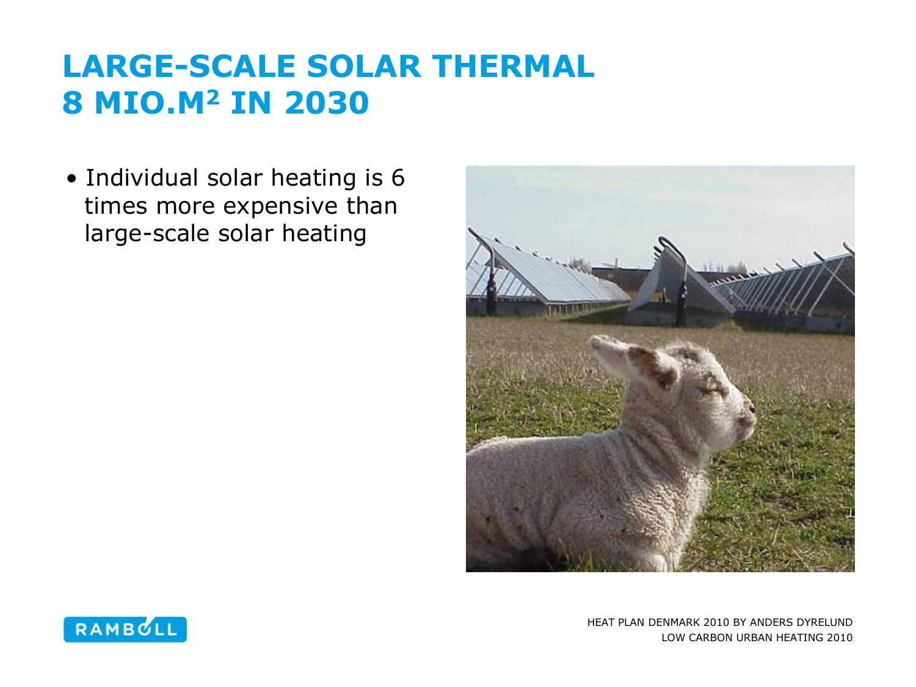# LARGE-SCALE SOLAR THERMAL 8 MIO.M$^2$ IN 2030

- Individual solar heating is 6 times more expensive than large-scale solar heating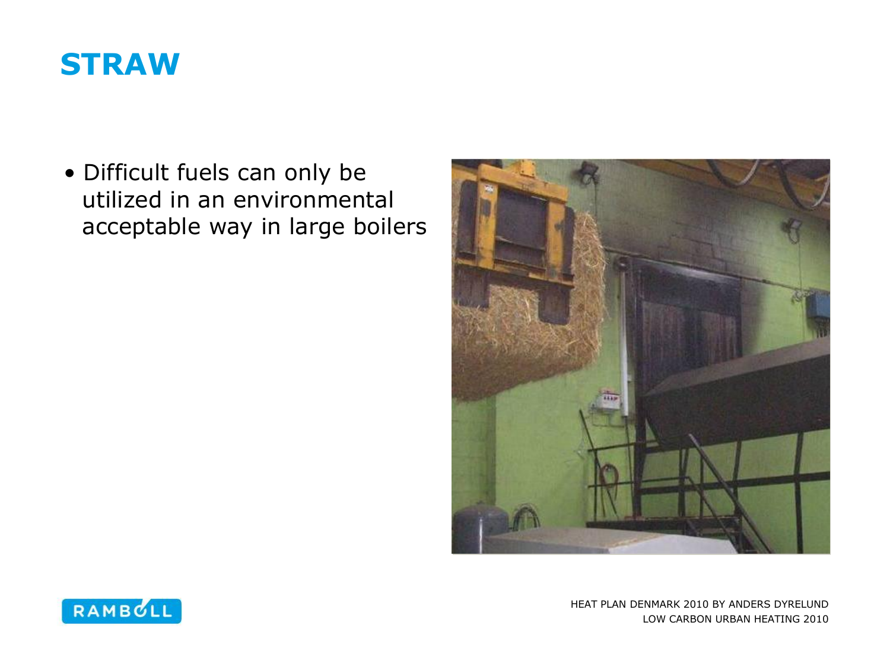# STRAW

- Difficult fuels can only be utilized in an environmental acceptable way in large boilers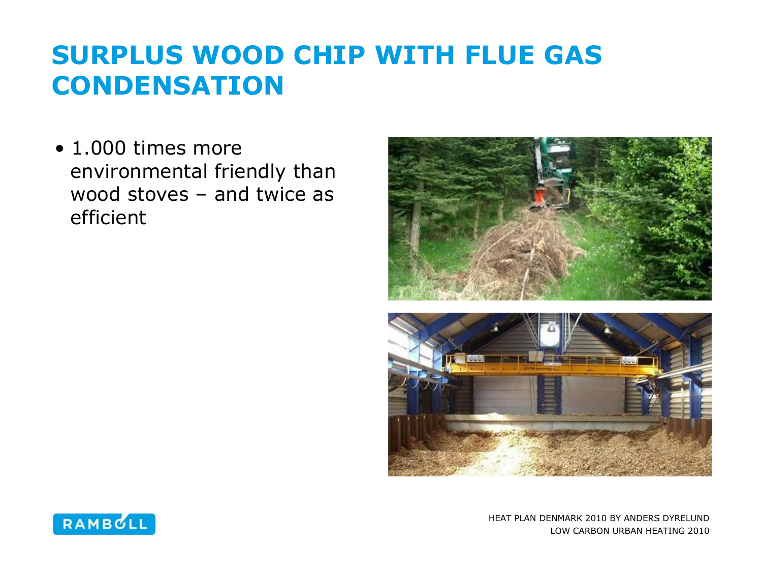# SURPLUS WOOD CHIP WITH FLUE GAS CONDENSATION

- 1.000 times more environmental friendly than wood stoves – and twice as efficient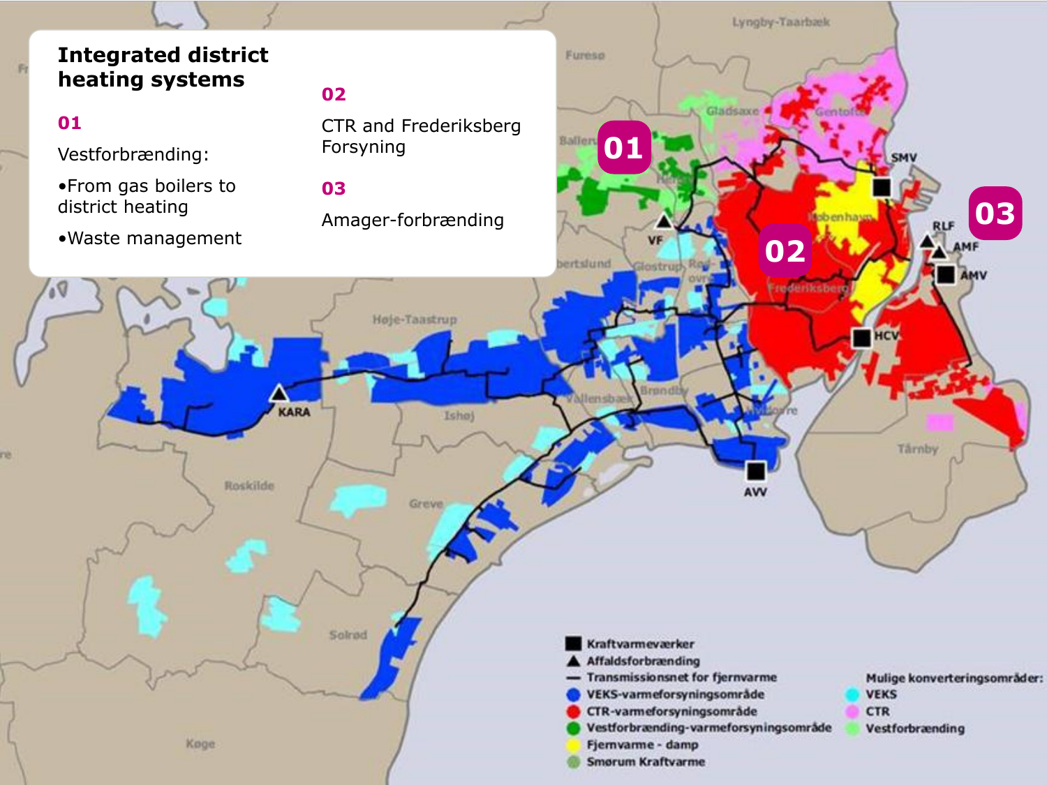## Integrated district heating systems

**01**

Vestforbrænding:

- From gas boilers to district heating
- Waste management

**02**

CTR and Frederiksberg Forsyning

**03**

Amager-forbrænding

- ■ Kraftvarmeværker
- ▲ Affaldsforbrænding
- — Transmissionsnet for fjernvarme
- VEKS-varmeforsyningsområde
- CTR-varmeforsyningsområde
- Vestforbrænding-varmeforsyningsområde
- Fjernvarme - damp
- Smørum Kraftvarme

Mulige konverteringsområder:

- VEKS
- CTR
- Vestforbrænding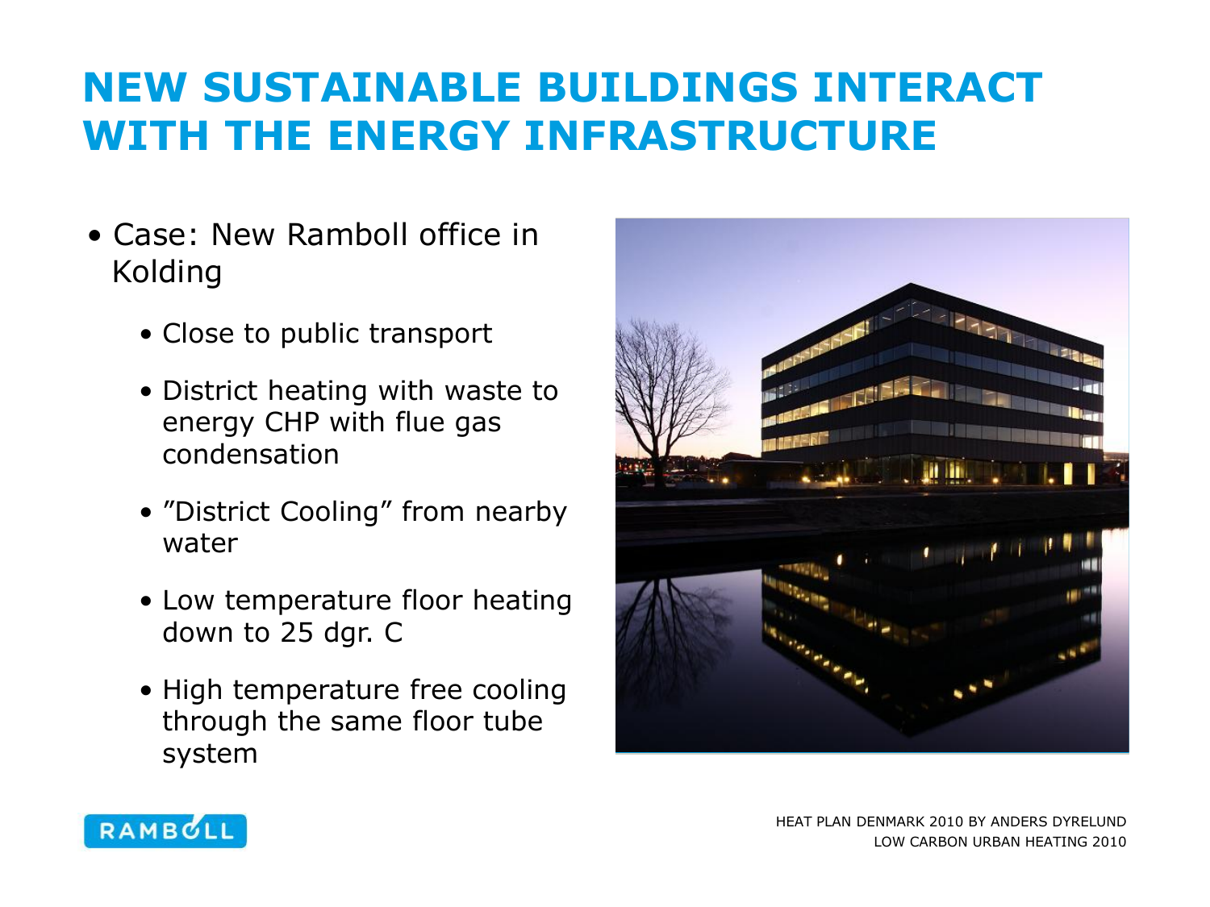# NEW SUSTAINABLE BUILDINGS INTERACT WITH THE ENERGY INFRASTRUCTURE

- Case: New Ramboll office in Kolding
  - Close to public transport
  - District heating with waste to energy CHP with flue gas condensation
  - ”District Cooling” from nearby water
  - Low temperature floor heating down to 25 dgr. C
  - High temperature free cooling through the same floor tube system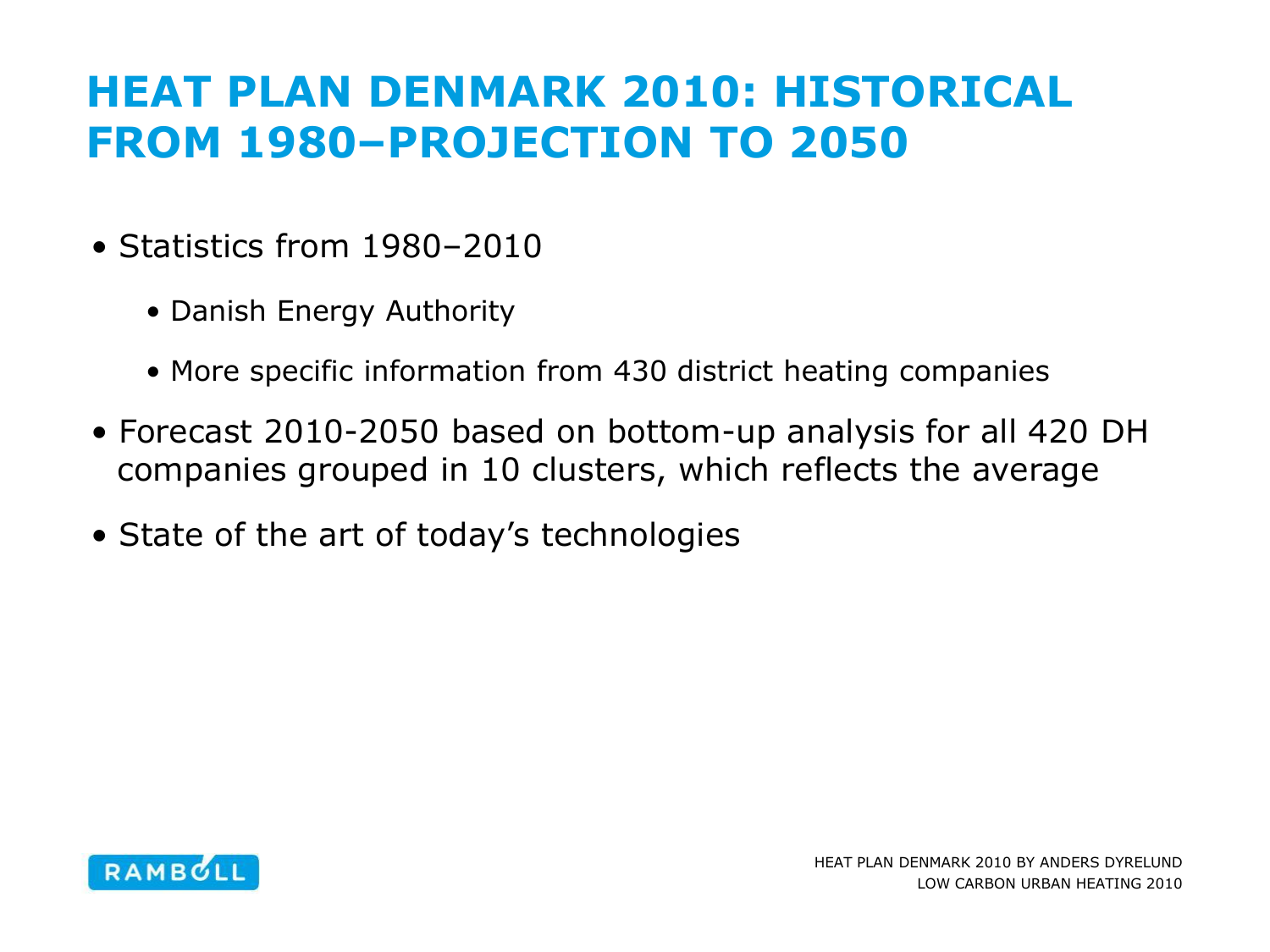# HEAT PLAN DENMARK 2010: HISTORICAL FROM 1980–PROJECTION TO 2050

- Statistics from 1980–2010
  - Danish Energy Authority
  - More specific information from 430 district heating companies
- Forecast 2010-2050 based on bottom-up analysis for all 420 DH companies grouped in 10 clusters, which reflects the average
- State of the art of today's technologies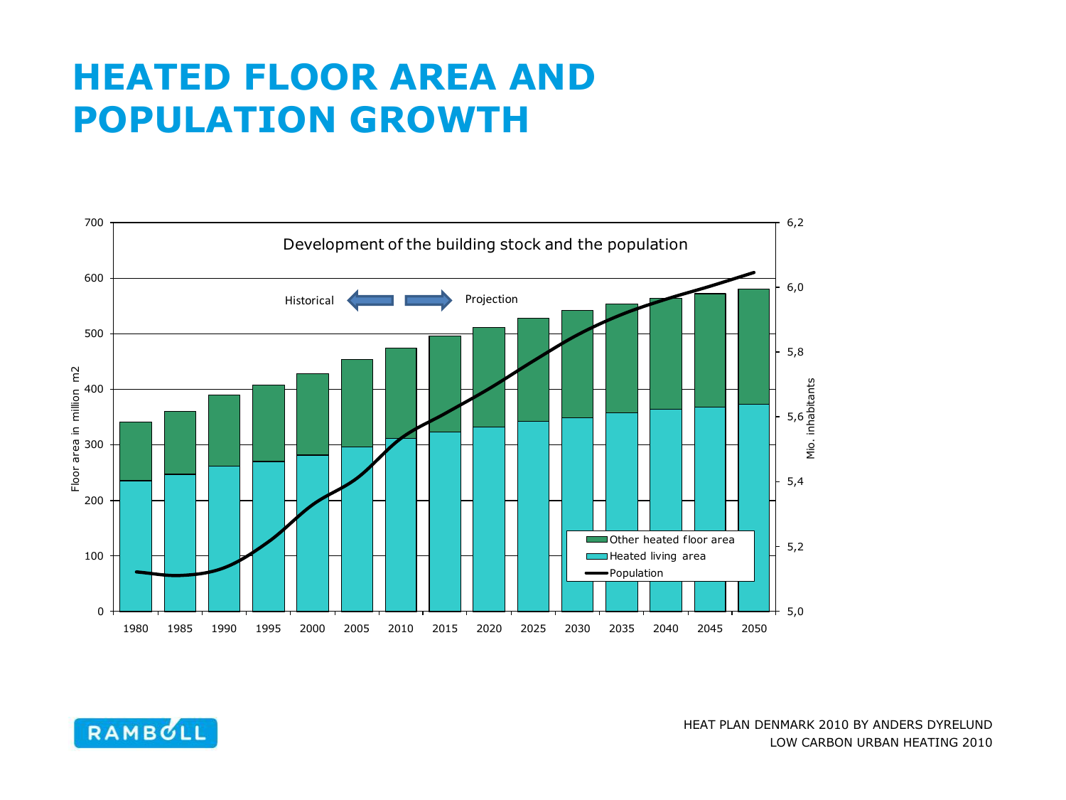# HEATED FLOOR AREA AND POPULATION GROWTH

Development of the building stock and the population

Historical ⟵ ⟶ Projection

Floor area in million m2

Mio. inhabitants

Other heated floor area

Heated living area

Population

1980 1985 1990 1995 2000 2005 2010 2015 2020 2025 2030 2035 2040 2045 2050

HEAT PLAN DENMARK 2010 BY ANDERS DYRELUND
LOW CARBON URBAN HEATING 2010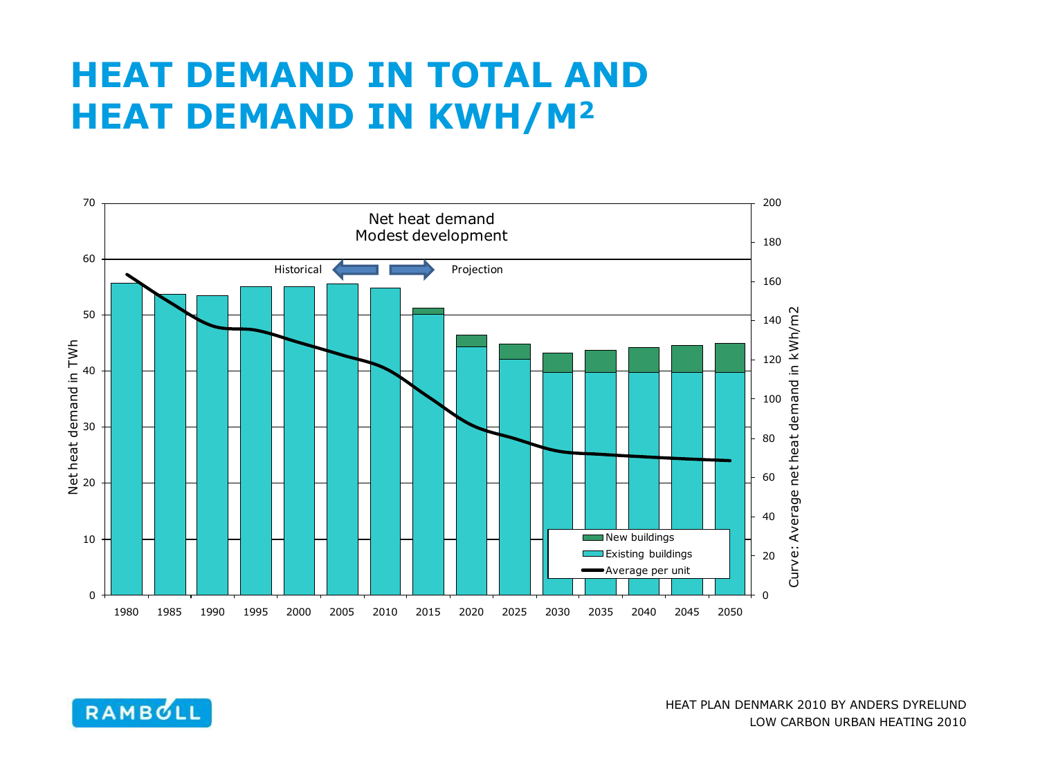# HEAT DEMAND IN TOTAL AND HEAT DEMAND IN KWH/M²

Net heat demand
Modest development

Historical — Projection

Net heat demand in TWh

Curve: Average net heat demand in kWh/m2

- New buildings
- Existing buildings
- Average per unit

1980 1985 1990 1995 2000 2005 2010 2015 2020 2025 2030 2035 2040 2045 2050

HEAT PLAN DENMARK 2010 BY ANDERS DYRELUND
LOW CARBON URBAN HEATING 2010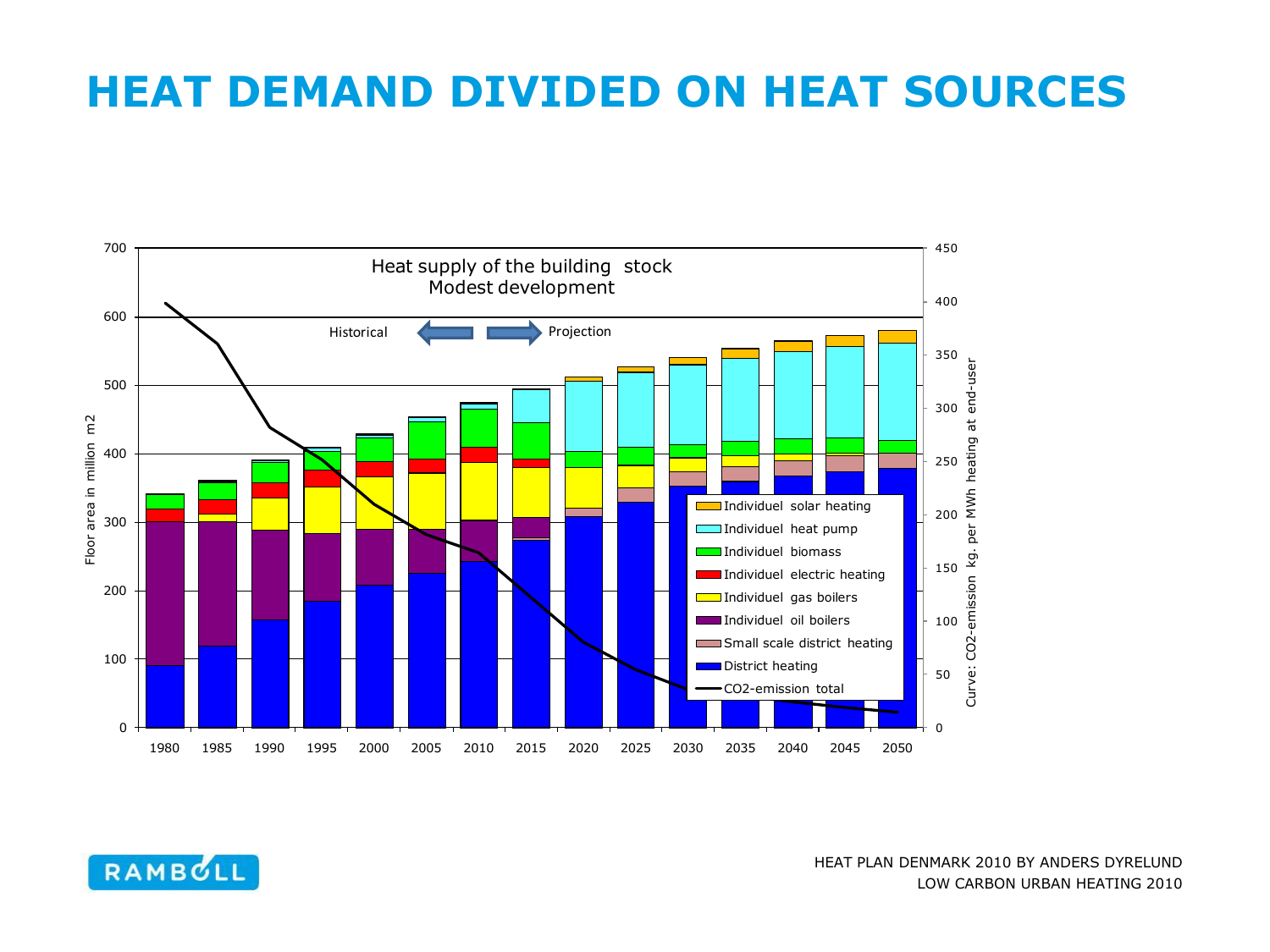# HEAT DEMAND DIVIDED ON HEAT SOURCES

Heat supply of the building stock
Modest development

Historical — Projection

Floor area in million m2

Curve: $CO_2$-emission kg. per MWh heating at end-user

- Individuel solar heating
- Individuel heat pump
- Individuel biomass
- Individuel electric heating
- Individuel gas boilers
- Individuel oil boilers
- Small scale district heating
- District heating
- $CO_2$-emission total

HEAT PLAN DENMARK 2010 BY ANDERS DYRELUND
LOW CARBON URBAN HEATING 2010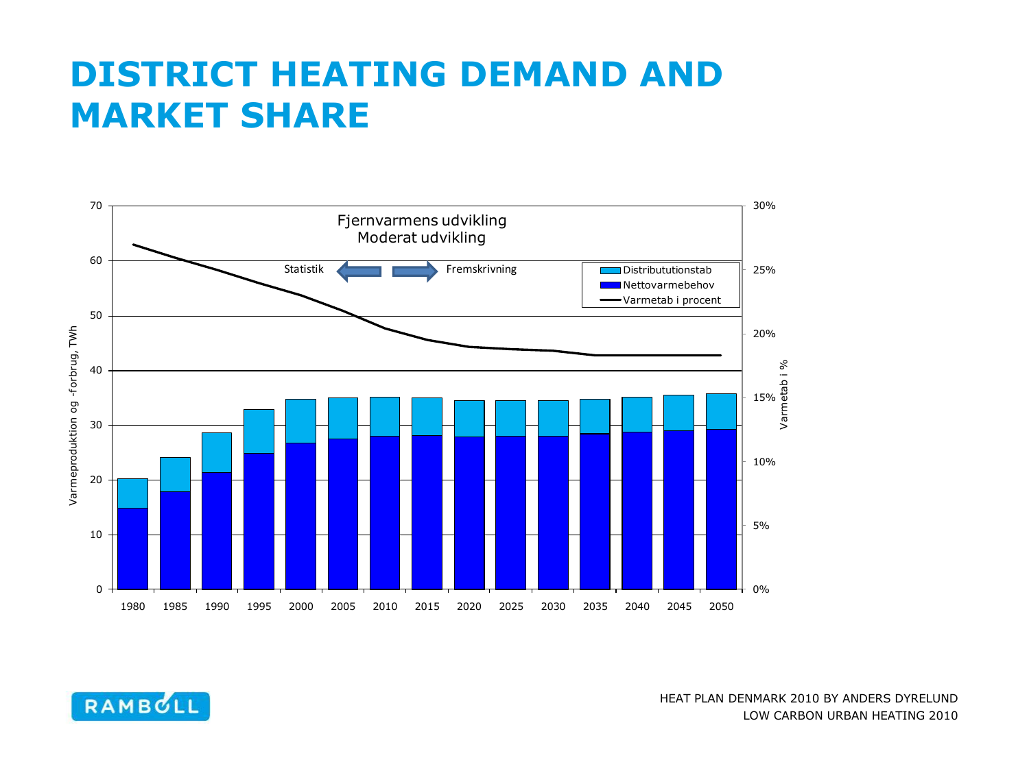# DISTRICT HEATING DEMAND AND MARKET SHARE

Fjernvarmens udvikling
Moderat udvikling

Statistik ⟸ ⟹ Fremskrivning

- Distribututionstab
- Nettovarmebehov
- Varmetab i procent

Varmeproduktion og -forbrug, TWh: 0, 10, 20, 30, 40, 50, 60, 70

Varmetab i %: 0%, 5%, 10%, 15%, 20%, 25%, 30%

1980, 1985, 1990, 1995, 2000, 2005, 2010, 2015, 2020, 2025, 2030, 2035, 2040, 2045, 2050

HEAT PLAN DENMARK 2010 BY ANDERS DYRELUND
LOW CARBON URBAN HEATING 2010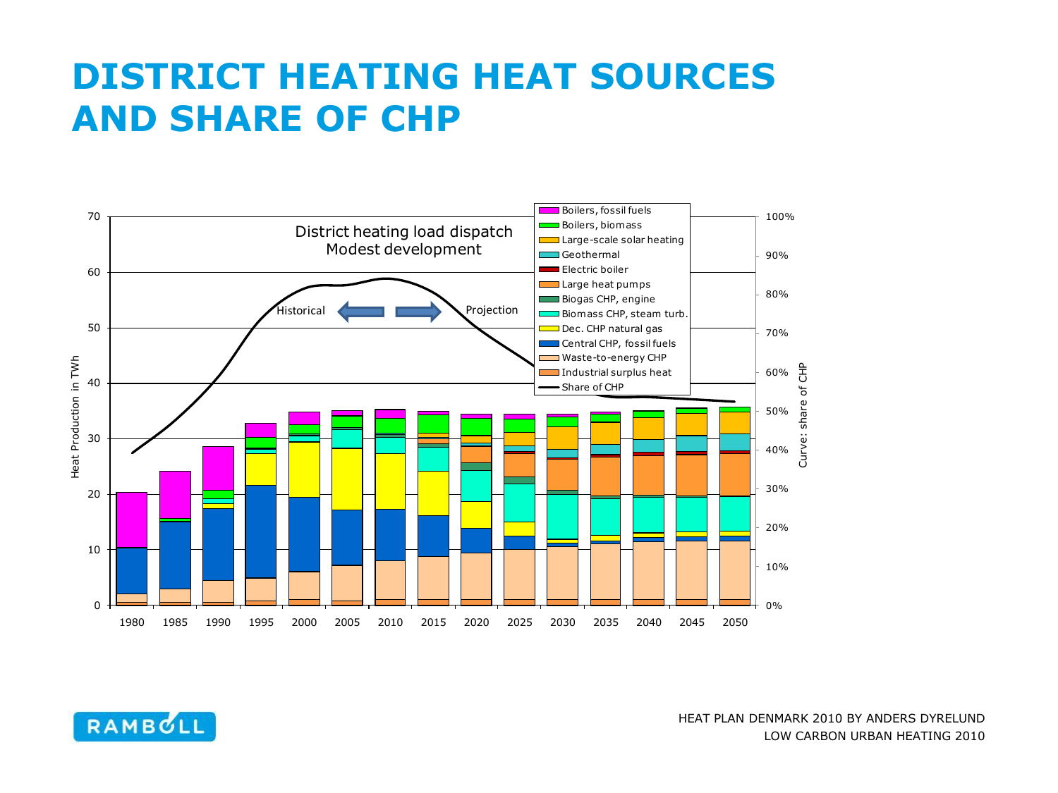# DISTRICT HEATING HEAT SOURCES AND SHARE OF CHP

District heating load dispatch
Modest development

Historical — Projection

Heat Production in TWh (0–70) · Curve: share of CHP (0%–100%)

Years: 1980, 1985, 1990, 1995, 2000, 2005, 2010, 2015, 2020, 2025, 2030, 2035, 2040, 2045, 2050

Legend:
- Boilers, fossil fuels
- Boilers, biomass
- Large-scale solar heating
- Geothermal
- Electric boiler
- Large heat pumps
- Biogas CHP, engine
- Biomass CHP, steam turb.
- Dec. CHP natural gas
- Central CHP, fossil fuels
- Waste-to-energy CHP
- Industrial surplus heat
- Share of CHP

HEAT PLAN DENMARK 2010 BY ANDERS DYRELUND
LOW CARBON URBAN HEATING 2010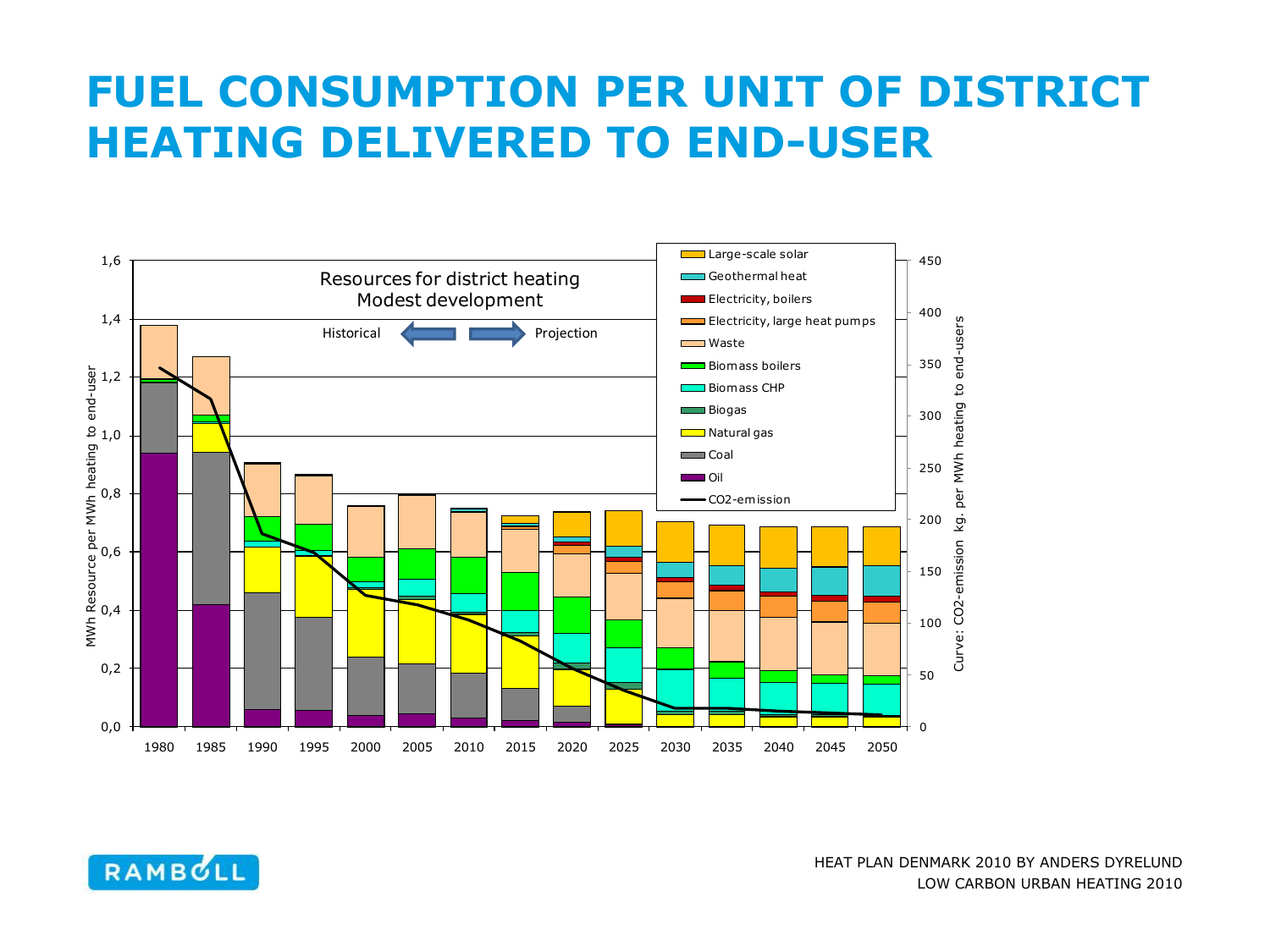# FUEL CONSUMPTION PER UNIT OF DISTRICT HEATING DELIVERED TO END-USER

Resources for district heating
Modest development

Historical ⇐ ⇒ Projection

MWh Resource per MWh heating to end-user

Curve: $CO_2$-emission kg. per MWh heating to end-users

- Large-scale solar
- Geothermal heat
- Electricity, boilers
- Electricity, large heat pumps
- Waste
- Biomass boilers
- Biomass CHP
- Biogas
- Natural gas
- Coal
- Oil
- $CO_2$-emission

HEAT PLAN DENMARK 2010 BY ANDERS DYRELUND
LOW CARBON URBAN HEATING 2010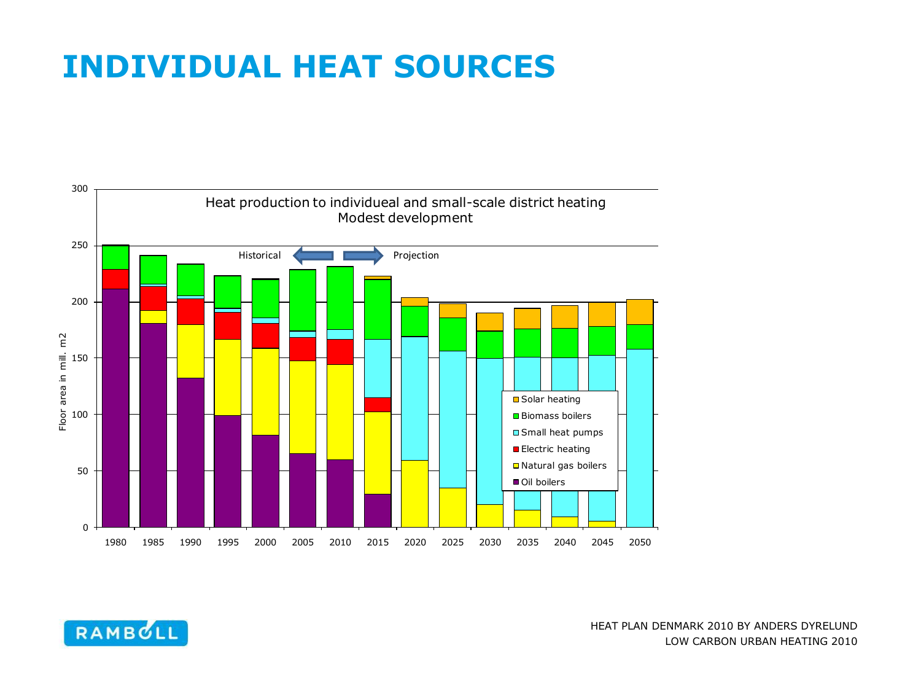# INDIVIDUAL HEAT SOURCES

Heat production to individueal and small-scale district heating
Modest development

Historical — Projection

Floor area in mill. m2

300
250
200
150
100
50
0

1980 1985 1990 1995 2000 2005 2010 2015 2020 2025 2030 2035 2040 2045 2050

- Solar heating
- Biomass boilers
- Small heat pumps
- Electric heating
- Natural gas boilers
- Oil boilers

HEAT PLAN DENMARK 2010 BY ANDERS DYRELUND
LOW CARBON URBAN HEATING 2010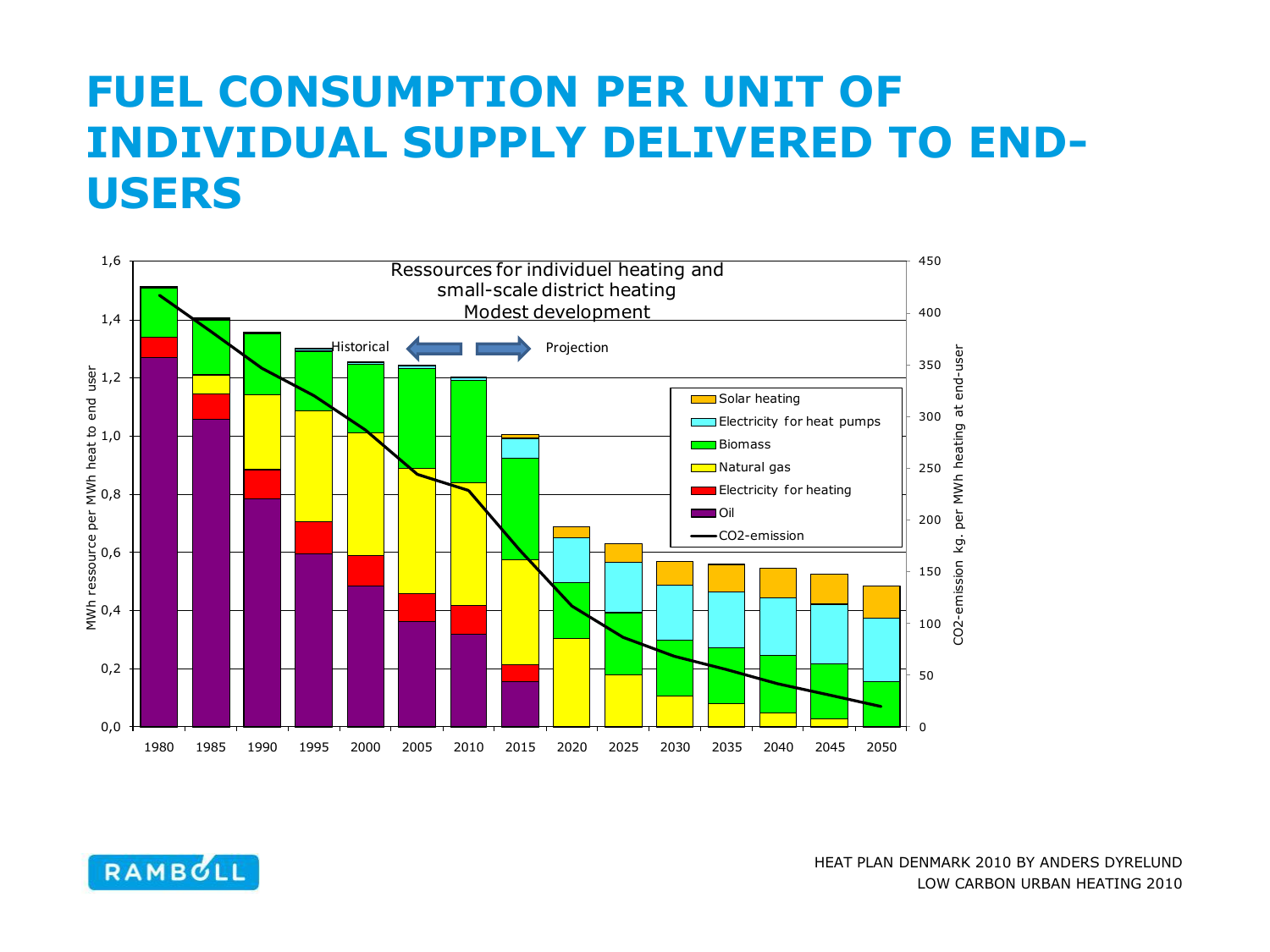# FUEL CONSUMPTION PER UNIT OF INDIVIDUAL SUPPLY DELIVERED TO END-USERS

Ressources for individuel heating and small-scale district heating
Modest development

Historical ⟵ ⟶ Projection

MWh ressource per MWh heat to end user

CO2-emission kg. per MWh heating at end-user

- Solar heating
- Electricity for heat pumps
- Biomass
- Natural gas
- Electricity for heating
- Oil
- CO2-emission

1980 1985 1990 1995 2000 2005 2010 2015 2020 2025 2030 2035 2040 2045 2050

HEAT PLAN DENMARK 2010 BY ANDERS DYRELUND
LOW CARBON URBAN HEATING 2010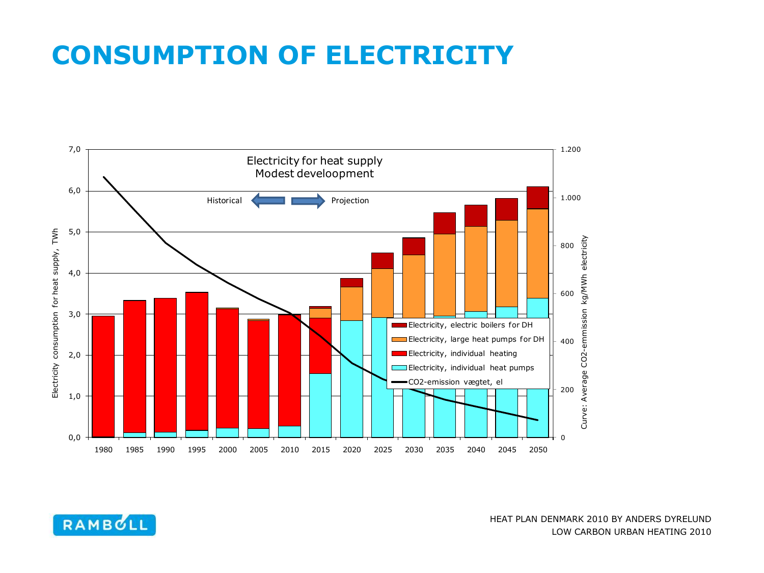# CONSUMPTION OF ELECTRICITY

Electricity for heat supply
Modest develoopment

Historical ⇦ ⇨ Projection

Electricity consumption for heat supply, TWh

Curve: Average $CO_2$-emmission kg/MWh electricity

- Electricity, electric boilers for DH
- Electricity, large heat pumps for DH
- Electricity, individual heating
- Electricity, individual heat pumps
- $CO_2$-emission vægtet, el

1980 1985 1990 1995 2000 2005 2010 2015 2020 2025 2030 2035 2040 2045 2050

HEAT PLAN DENMARK 2010 BY ANDERS DYRELUND
LOW CARBON URBAN HEATING 2010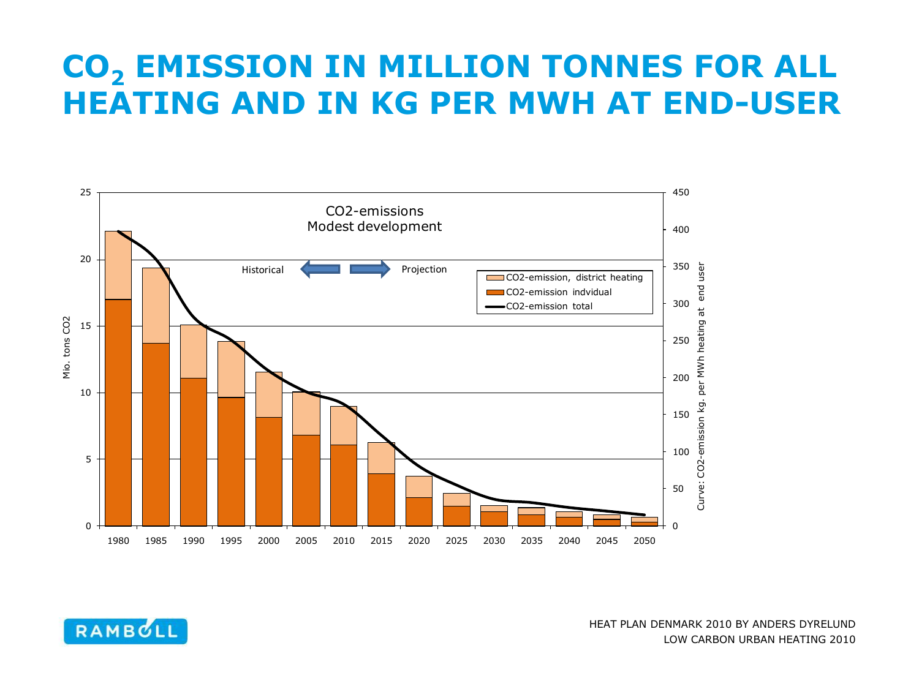# $CO_2$ EMISSION IN MILLION TONNES FOR ALL HEATING AND IN KG PER MWH AT END-USER

CO2-emissions
Modest development

Historical ⟵ ⟶ Projection

- CO2-emission, district heating
- CO2-emission indvidual
- CO2-emission total

Mio. tons CO2

Curve: CO2-emission kg. per MWh heating at end user

HEAT PLAN DENMARK 2010 BY ANDERS DYRELUND
LOW CARBON URBAN HEATING 2010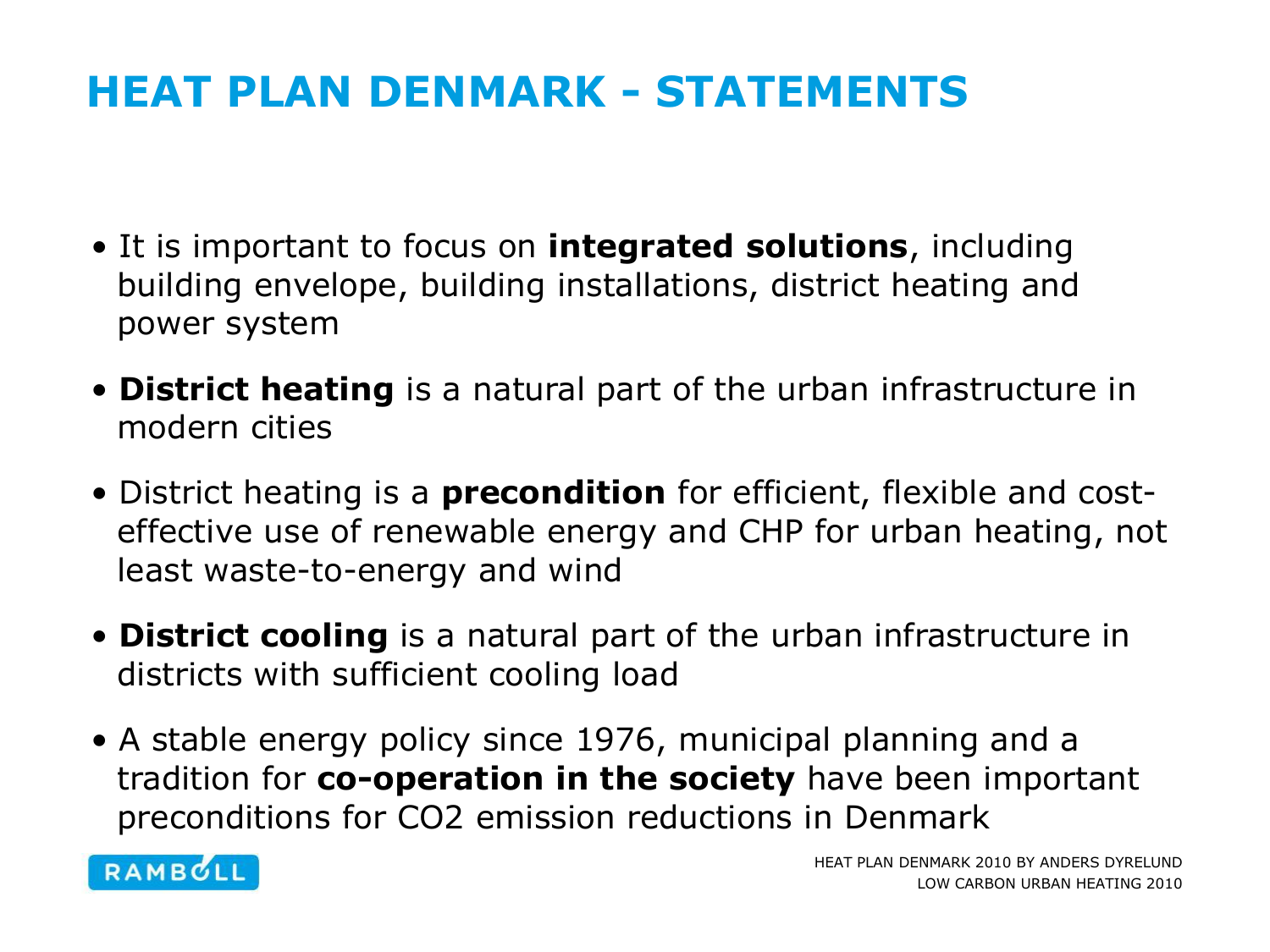# HEAT PLAN DENMARK - STATEMENTS

- It is important to focus on **integrated solutions**, including building envelope, building installations, district heating and power system
- **District heating** is a natural part of the urban infrastructure in modern cities
- District heating is a **precondition** for efficient, flexible and cost-effective use of renewable energy and CHP for urban heating, not least waste-to-energy and wind
- **District cooling** is a natural part of the urban infrastructure in districts with sufficient cooling load
- A stable energy policy since 1976, municipal planning and a tradition for **co-operation in the society** have been important preconditions for $CO_2$ emission reductions in Denmark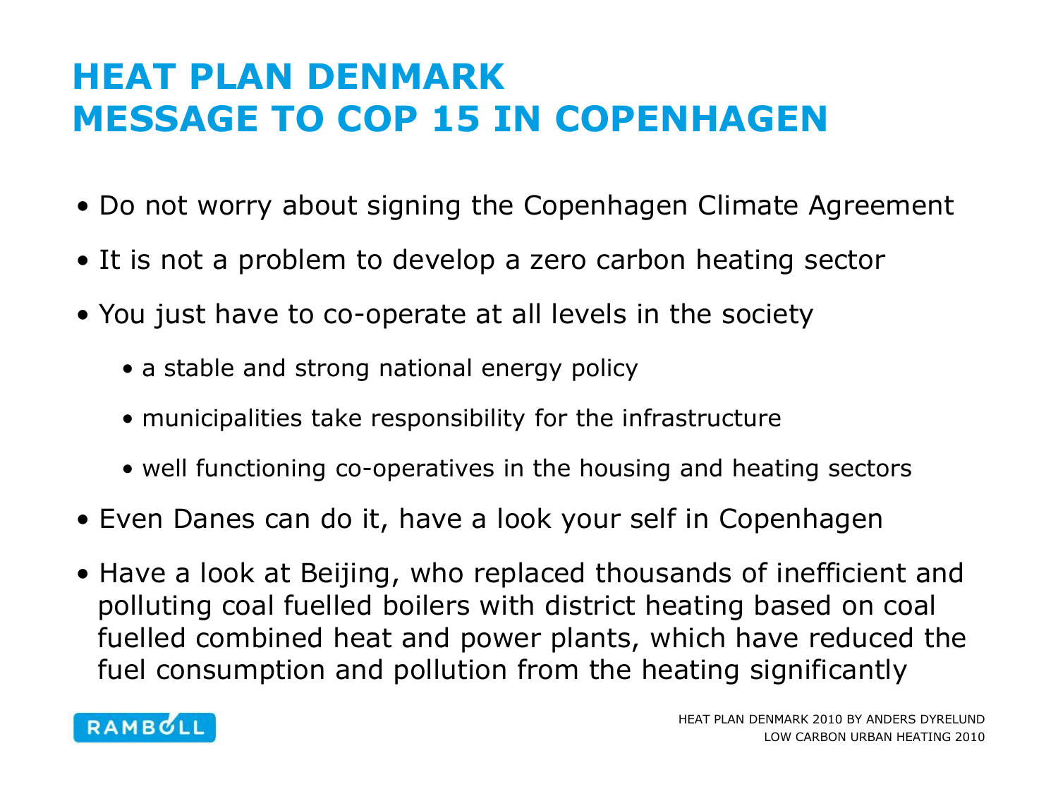# HEAT PLAN DENMARK
# MESSAGE TO COP 15 IN COPENHAGEN

- Do not worry about signing the Copenhagen Climate Agreement
- It is not a problem to develop a zero carbon heating sector
- You just have to co-operate at all levels in the society
  - a stable and strong national energy policy
  - municipalities take responsibility for the infrastructure
  - well functioning co-operatives in the housing and heating sectors
- Even Danes can do it, have a look your self in Copenhagen
- Have a look at Beijing, who replaced thousands of inefficient and polluting coal fuelled boilers with district heating based on coal fuelled combined heat and power plants, which have reduced the fuel consumption and pollution from the heating significantly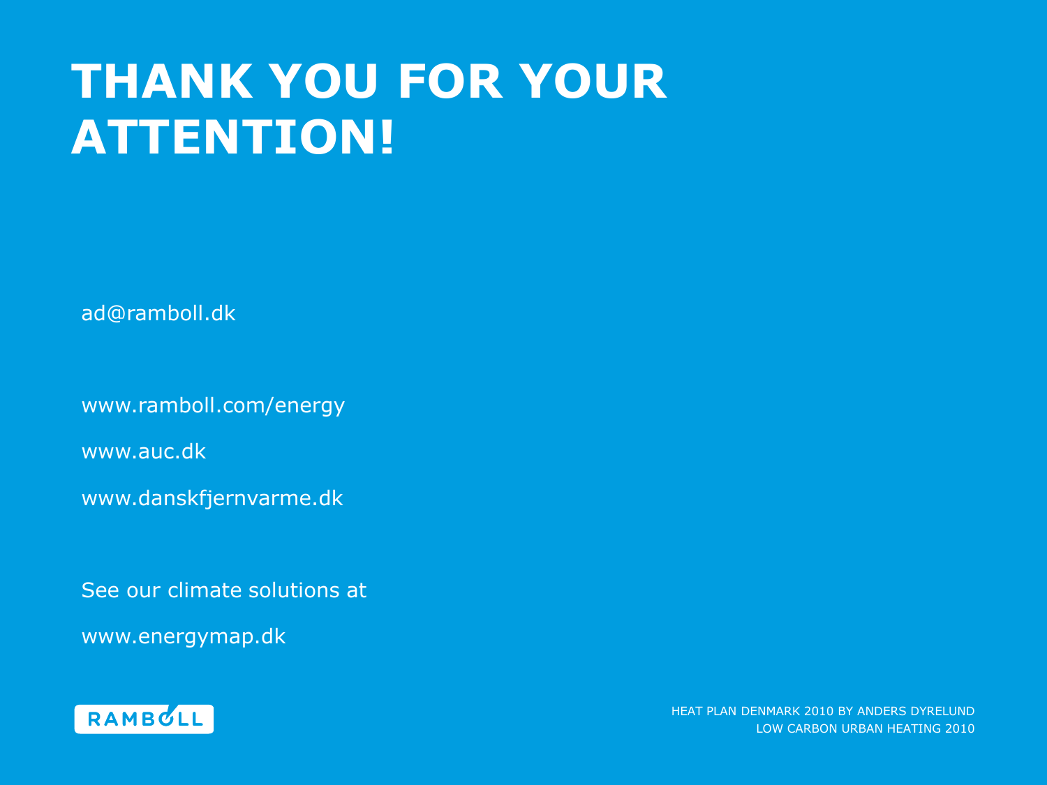# THANK YOU FOR YOUR ATTENTION!

ad@ramboll.dk

www.ramboll.com/energy

www.auc.dk

www.danskfjernvarme.dk

See our climate solutions at

www.energymap.dk